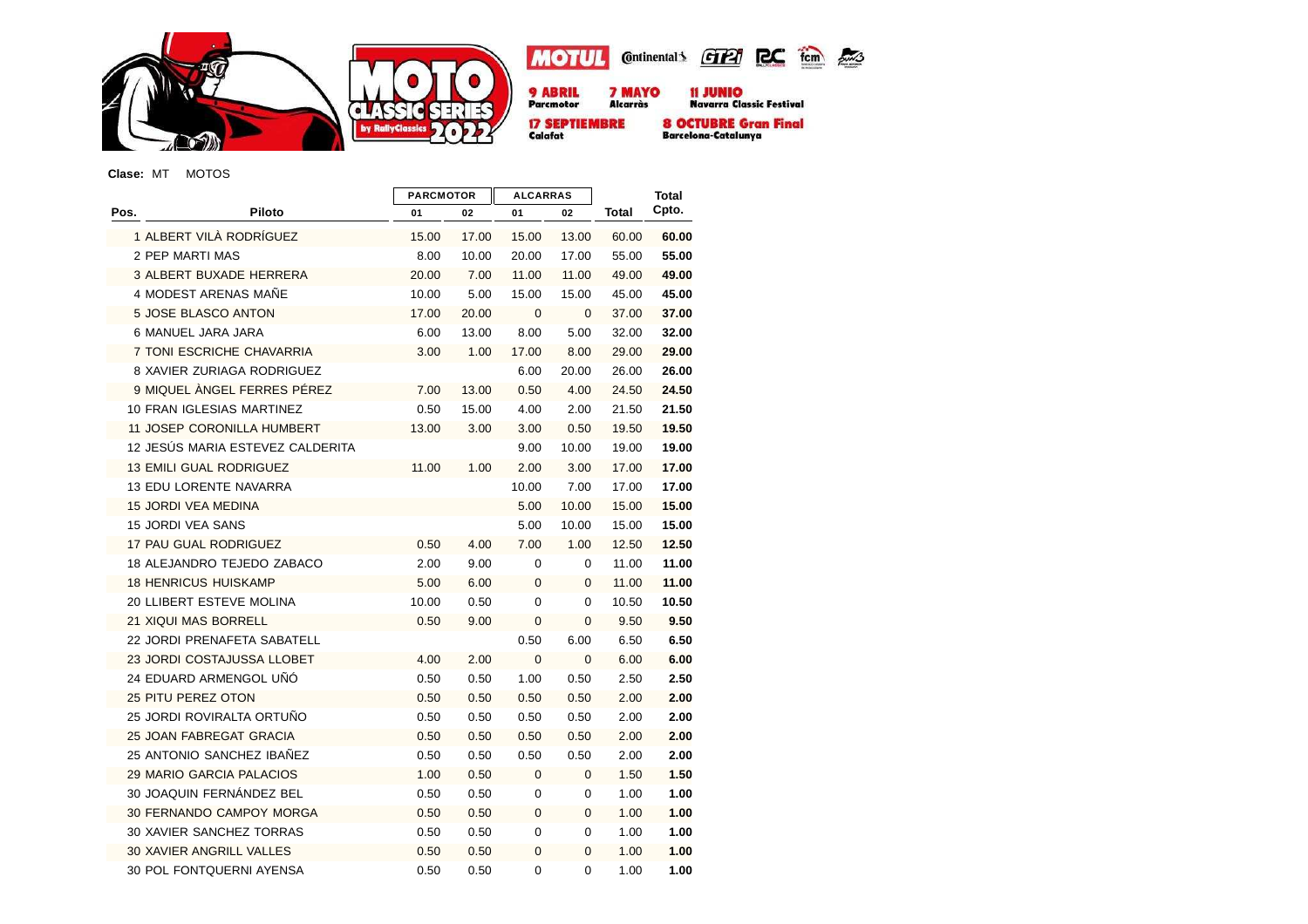MOTO CLASSIC SERIES by RallyClassics 2022

MOTUL · Continental · GT2i · RC · fcm

**9 ABRIL** Parcmotor
**7 MAYO** Alcarràs
**11 JUNIO** Navarra Classic Festival
**17 SEPTIEMBRE** Calafat
**8 OCTUBRE Gran Final** Barcelona-Catalunya

**Clase:** MT MOTOS

| Pos. | Piloto | PARCMOTOR | | ALCARRAS | | Total | Total Cpto. |
|---|---|---|---|---|---|---|---|
| | | 01 | 02 | 01 | 02 | | |
| 1 | ALBERT VILÀ RODRÍGUEZ | 15.00 | 17.00 | 15.00 | 13.00 | 60.00 | **60.00** |
| 2 | PEP MARTI MAS | 8.00 | 10.00 | 20.00 | 17.00 | 55.00 | **55.00** |
| 3 | ALBERT BUXADE HERRERA | 20.00 | 7.00 | 11.00 | 11.00 | 49.00 | **49.00** |
| 4 | MODEST ARENAS MAÑE | 10.00 | 5.00 | 15.00 | 15.00 | 45.00 | **45.00** |
| 5 | JOSE BLASCO ANTON | 17.00 | 20.00 | 0 | 0 | 37.00 | **37.00** |
| 6 | MANUEL JARA JARA | 6.00 | 13.00 | 8.00 | 5.00 | 32.00 | **32.00** |
| 7 | TONI ESCRICHE CHAVARRIA | 3.00 | 1.00 | 17.00 | 8.00 | 29.00 | **29.00** |
| 8 | XAVIER ZURIAGA RODRIGUEZ | | | 6.00 | 20.00 | 26.00 | **26.00** |
| 9 | MIQUEL ÀNGEL FERRES PÉREZ | 7.00 | 13.00 | 0.50 | 4.00 | 24.50 | **24.50** |
| 10 | FRAN IGLESIAS MARTINEZ | 0.50 | 15.00 | 4.00 | 2.00 | 21.50 | **21.50** |
| 11 | JOSEP CORONILLA HUMBERT | 13.00 | 3.00 | 3.00 | 0.50 | 19.50 | **19.50** |
| 12 | JESÚS MARIA ESTEVEZ CALDERITA | | | 9.00 | 10.00 | 19.00 | **19.00** |
| 13 | EMILI GUAL RODRIGUEZ | 11.00 | 1.00 | 2.00 | 3.00 | 17.00 | **17.00** |
| 13 | EDU LORENTE NAVARRA | | | 10.00 | 7.00 | 17.00 | **17.00** |
| 15 | JORDI VEA MEDINA | | | 5.00 | 10.00 | 15.00 | **15.00** |
| 15 | JORDI VEA SANS | | | 5.00 | 10.00 | 15.00 | **15.00** |
| 17 | PAU GUAL RODRIGUEZ | 0.50 | 4.00 | 7.00 | 1.00 | 12.50 | **12.50** |
| 18 | ALEJANDRO TEJEDO ZABACO | 2.00 | 9.00 | 0 | 0 | 11.00 | **11.00** |
| 18 | HENRICUS HUISKAMP | 5.00 | 6.00 | 0 | 0 | 11.00 | **11.00** |
| 20 | LLIBERT ESTEVE MOLINA | 10.00 | 0.50 | 0 | 0 | 10.50 | **10.50** |
| 21 | XIQUI MAS BORRELL | 0.50 | 9.00 | 0 | 0 | 9.50 | **9.50** |
| 22 | JORDI PRENAFETA SABATELL | | | 0.50 | 6.00 | 6.50 | **6.50** |
| 23 | JORDI COSTAJUSSA LLOBET | 4.00 | 2.00 | 0 | 0 | 6.00 | **6.00** |
| 24 | EDUARD ARMENGOL UÑÓ | 0.50 | 0.50 | 1.00 | 0.50 | 2.50 | **2.50** |
| 25 | PITU PEREZ OTON | 0.50 | 0.50 | 0.50 | 0.50 | 2.00 | **2.00** |
| 25 | JORDI ROVIRALTA ORTUÑO | 0.50 | 0.50 | 0.50 | 0.50 | 2.00 | **2.00** |
| 25 | JOAN FABREGAT GRACIA | 0.50 | 0.50 | 0.50 | 0.50 | 2.00 | **2.00** |
| 25 | ANTONIO SANCHEZ IBAÑEZ | 0.50 | 0.50 | 0.50 | 0.50 | 2.00 | **2.00** |
| 29 | MARIO GARCIA PALACIOS | 1.00 | 0.50 | 0 | 0 | 1.50 | **1.50** |
| 30 | JOAQUIN FERNÁNDEZ BEL | 0.50 | 0.50 | 0 | 0 | 1.00 | **1.00** |
| 30 | FERNANDO CAMPOY MORGA | 0.50 | 0.50 | 0 | 0 | 1.00 | **1.00** |
| 30 | XAVIER SANCHEZ TORRAS | 0.50 | 0.50 | 0 | 0 | 1.00 | **1.00** |
| 30 | XAVIER ANGRILL VALLES | 0.50 | 0.50 | 0 | 0 | 1.00 | **1.00** |
| 30 | POL FONTQUERNI AYENSA | 0.50 | 0.50 | 0 | 0 | 1.00 | **1.00** |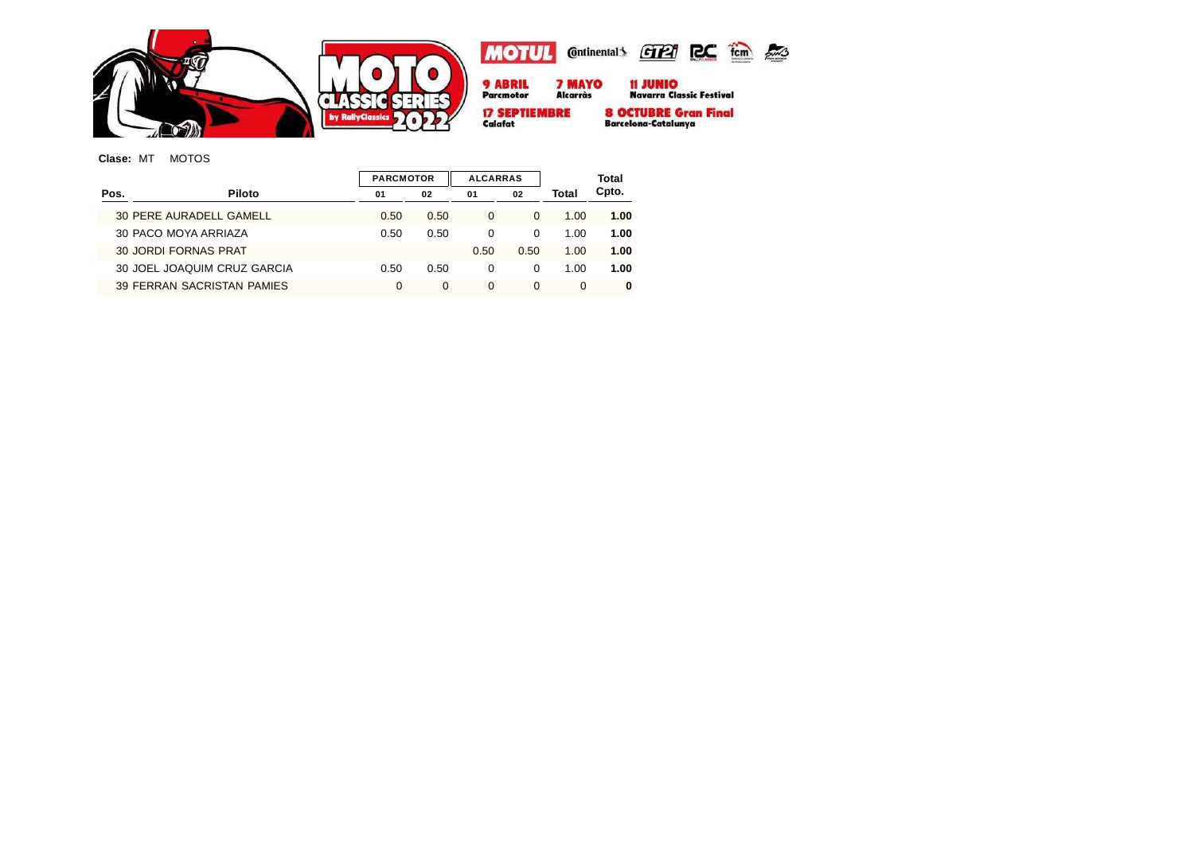MOTUL Continental GT2i RC fcm

**9 ABRIL** Parcmotor
**7 MAYO** Alcarràs
**11 JUNIO** Navarra Classic Festival
**17 SEPTIEMBRE** Calafat
**8 OCTUBRE Gran Final** Barcelona-Catalunya

**Clase:** MT MOTOS

| Pos. | Piloto | PARCMOTOR | | ALCARRAS | | Total | Total Cpto. |
|---|---|---|---|---|---|---|---|
| | | 01 | 02 | 01 | 02 | | |
| 30 | PERE AURADELL GAMELL | 0.50 | 0.50 | 0 | 0 | 1.00 | **1.00** |
| 30 | PACO MOYA ARRIAZA | 0.50 | 0.50 | 0 | 0 | 1.00 | **1.00** |
| 30 | JORDI FORNAS PRAT | | | 0.50 | 0.50 | 1.00 | **1.00** |
| 30 | JOEL JOAQUIM CRUZ GARCIA | 0.50 | 0.50 | 0 | 0 | 1.00 | **1.00** |
| 39 | FERRAN SACRISTAN PAMIES | 0 | 0 | 0 | 0 | 0 | **0** |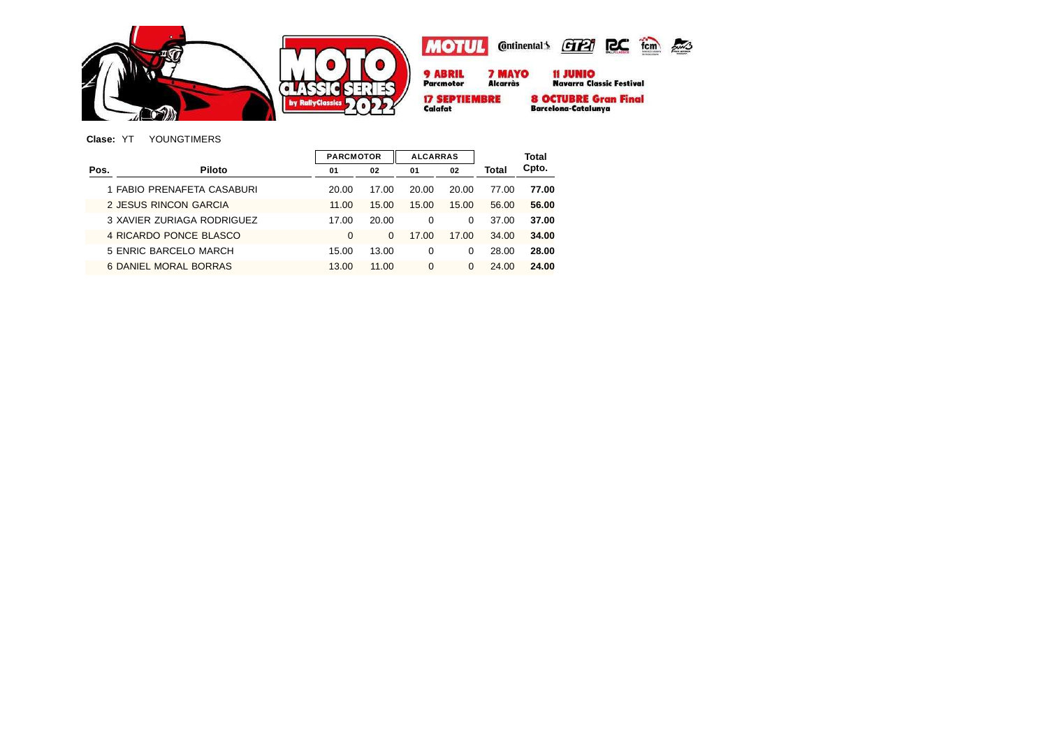MOTUL Continental GT2i RC fcm

9 ABRIL Parcmotor | 7 MAYO Alcarràs | 11 JUNIO Navarra Classic Festival

17 SEPTIEMBRE Calafat | 8 OCTUBRE Gran Final Barcelona-Catalunya

MOTO CLASSIC SERIES by RallyClassics 2022

**Clase:** YT YOUNGTIMERS

| Pos. | Piloto | PARCMOTOR | | ALCARRAS | | Total | Total Cpto. |
|---|---|---|---|---|---|---|---|
| | | 01 | 02 | 01 | 02 | | |
| 1 | FABIO PRENAFETA CASABURI | 20.00 | 17.00 | 20.00 | 20.00 | 77.00 | **77.00** |
| 2 | JESUS RINCON GARCIA | 11.00 | 15.00 | 15.00 | 15.00 | 56.00 | **56.00** |
| 3 | XAVIER ZURIAGA RODRIGUEZ | 17.00 | 20.00 | 0 | 0 | 37.00 | **37.00** |
| 4 | RICARDO PONCE BLASCO | 0 | 0 | 17.00 | 17.00 | 34.00 | **34.00** |
| 5 | ENRIC BARCELO MARCH | 15.00 | 13.00 | 0 | 0 | 28.00 | **28.00** |
| 6 | DANIEL MORAL BORRAS | 13.00 | 11.00 | 0 | 0 | 24.00 | **24.00** |